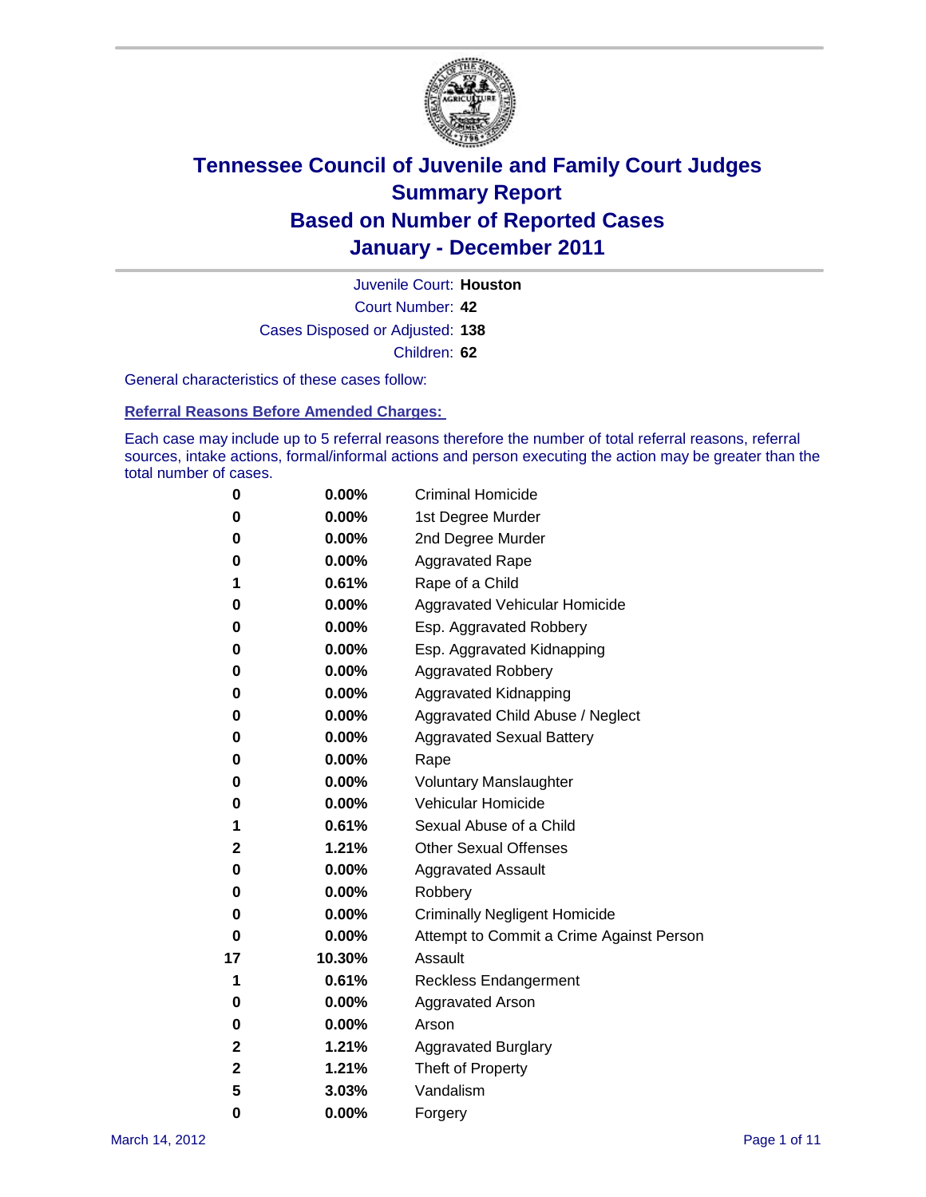# Tennessee Council of Juvenile and Family Court Judges
# Summary Report
# Based on Number of Reported Cases
# January - December 2011

Juvenile Court: **Houston**

Court Number: **42**

Cases Disposed or Adjusted: **138**

Children: **62**

General characteristics of these cases follow:

## Referral Reasons Before Amended Charges:

Each case may include up to 5 referral reasons therefore the number of total referral reasons, referral sources, intake actions, formal/informal actions and person executing the action may be greater than the total number of cases.

| Count | Percent | Referral Reason |
|---|---|---|
| 0 | 0.00% | Criminal Homicide |
| 0 | 0.00% | 1st Degree Murder |
| 0 | 0.00% | 2nd Degree Murder |
| 0 | 0.00% | Aggravated Rape |
| 1 | 0.61% | Rape of a Child |
| 0 | 0.00% | Aggravated Vehicular Homicide |
| 0 | 0.00% | Esp. Aggravated Robbery |
| 0 | 0.00% | Esp. Aggravated Kidnapping |
| 0 | 0.00% | Aggravated Robbery |
| 0 | 0.00% | Aggravated Kidnapping |
| 0 | 0.00% | Aggravated Child Abuse / Neglect |
| 0 | 0.00% | Aggravated Sexual Battery |
| 0 | 0.00% | Rape |
| 0 | 0.00% | Voluntary Manslaughter |
| 0 | 0.00% | Vehicular Homicide |
| 1 | 0.61% | Sexual Abuse of a Child |
| 2 | 1.21% | Other Sexual Offenses |
| 0 | 0.00% | Aggravated Assault |
| 0 | 0.00% | Robbery |
| 0 | 0.00% | Criminally Negligent Homicide |
| 0 | 0.00% | Attempt to Commit a Crime Against Person |
| 17 | 10.30% | Assault |
| 1 | 0.61% | Reckless Endangerment |
| 0 | 0.00% | Aggravated Arson |
| 0 | 0.00% | Arson |
| 2 | 1.21% | Aggravated Burglary |
| 2 | 1.21% | Theft of Property |
| 5 | 3.03% | Vandalism |
| 0 | 0.00% | Forgery |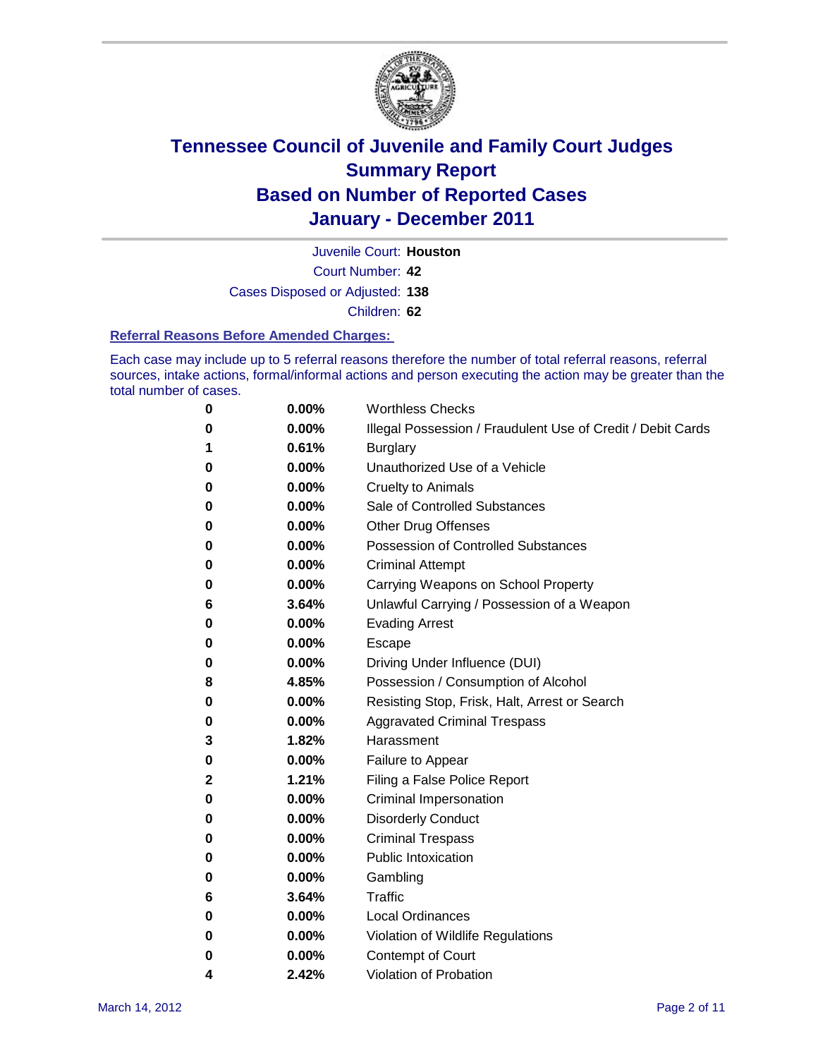# Tennessee Council of Juvenile and Family Court Judges
# Summary Report
# Based on Number of Reported Cases
# January - December 2011

Juvenile Court: **Houston**

Court Number: **42**

Cases Disposed or Adjusted: **138**

Children: **62**

### Referral Reasons Before Amended Charges:

Each case may include up to 5 referral reasons therefore the number of total referral reasons, referral sources, intake actions, formal/informal actions and person executing the action may be greater than the total number of cases.

| | | |
|---|---|---|
| 0 | 0.00% | Worthless Checks |
| 0 | 0.00% | Illegal Possession / Fraudulent Use of Credit / Debit Cards |
| 1 | 0.61% | Burglary |
| 0 | 0.00% | Unauthorized Use of a Vehicle |
| 0 | 0.00% | Cruelty to Animals |
| 0 | 0.00% | Sale of Controlled Substances |
| 0 | 0.00% | Other Drug Offenses |
| 0 | 0.00% | Possession of Controlled Substances |
| 0 | 0.00% | Criminal Attempt |
| 0 | 0.00% | Carrying Weapons on School Property |
| 6 | 3.64% | Unlawful Carrying / Possession of a Weapon |
| 0 | 0.00% | Evading Arrest |
| 0 | 0.00% | Escape |
| 0 | 0.00% | Driving Under Influence (DUI) |
| 8 | 4.85% | Possession / Consumption of Alcohol |
| 0 | 0.00% | Resisting Stop, Frisk, Halt, Arrest or Search |
| 0 | 0.00% | Aggravated Criminal Trespass |
| 3 | 1.82% | Harassment |
| 0 | 0.00% | Failure to Appear |
| 2 | 1.21% | Filing a False Police Report |
| 0 | 0.00% | Criminal Impersonation |
| 0 | 0.00% | Disorderly Conduct |
| 0 | 0.00% | Criminal Trespass |
| 0 | 0.00% | Public Intoxication |
| 0 | 0.00% | Gambling |
| 6 | 3.64% | Traffic |
| 0 | 0.00% | Local Ordinances |
| 0 | 0.00% | Violation of Wildlife Regulations |
| 0 | 0.00% | Contempt of Court |
| 4 | 2.42% | Violation of Probation |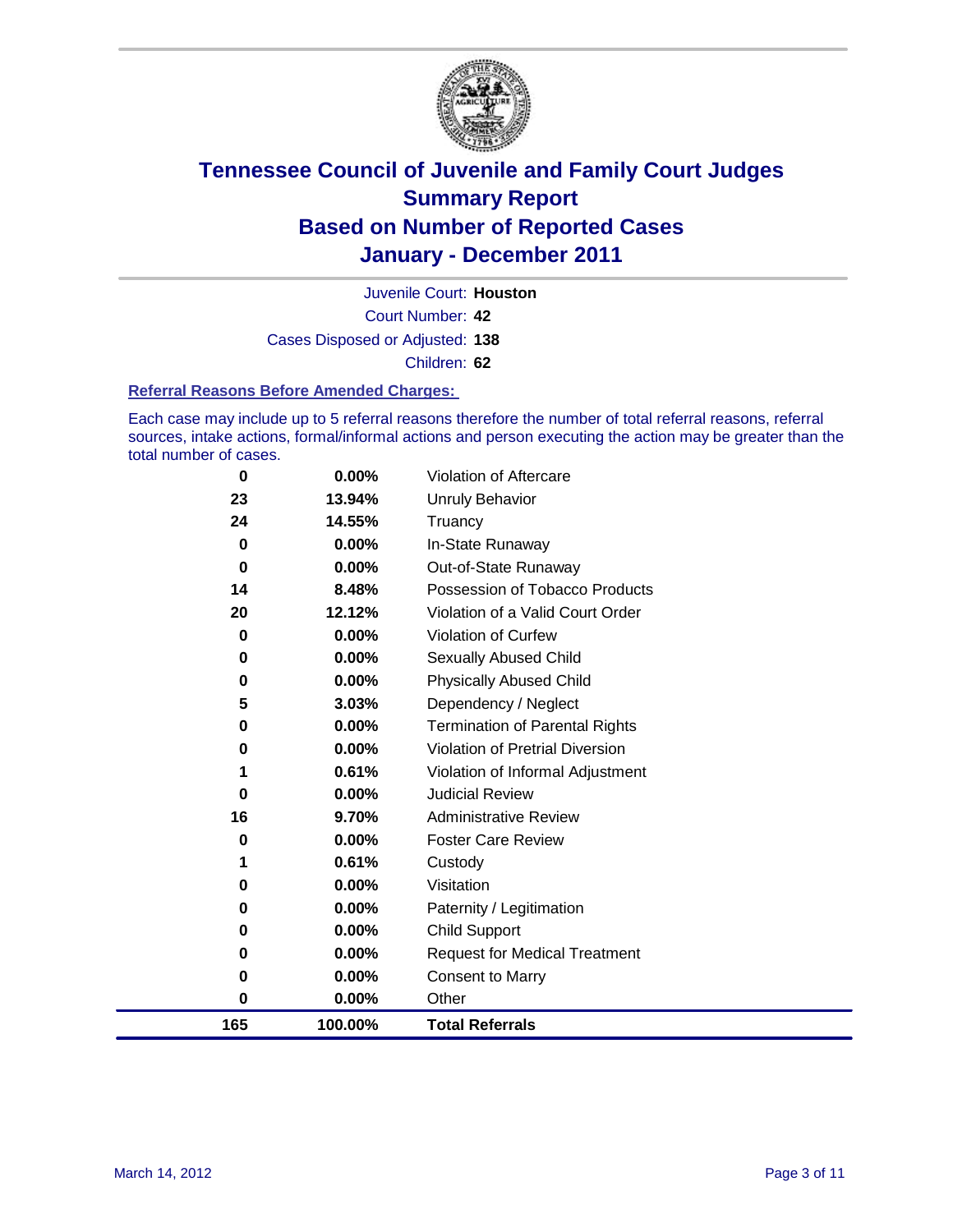# Tennessee Council of Juvenile and Family Court Judges
## Summary Report
## Based on Number of Reported Cases
## January - December 2011

Juvenile Court: **Houston**

Court Number: **42**

Cases Disposed or Adjusted: **138**

Children: **62**

### Referral Reasons Before Amended Charges:

Each case may include up to 5 referral reasons therefore the number of total referral reasons, referral sources, intake actions, formal/informal actions and person executing the action may be greater than the total number of cases.

| Count | Percent | Referral Reason |
|---|---|---|
| 0 | 0.00% | Violation of Aftercare |
| 23 | 13.94% | Unruly Behavior |
| 24 | 14.55% | Truancy |
| 0 | 0.00% | In-State Runaway |
| 0 | 0.00% | Out-of-State Runaway |
| 14 | 8.48% | Possession of Tobacco Products |
| 20 | 12.12% | Violation of a Valid Court Order |
| 0 | 0.00% | Violation of Curfew |
| 0 | 0.00% | Sexually Abused Child |
| 0 | 0.00% | Physically Abused Child |
| 5 | 3.03% | Dependency / Neglect |
| 0 | 0.00% | Termination of Parental Rights |
| 0 | 0.00% | Violation of Pretrial Diversion |
| 1 | 0.61% | Violation of Informal Adjustment |
| 0 | 0.00% | Judicial Review |
| 16 | 9.70% | Administrative Review |
| 0 | 0.00% | Foster Care Review |
| 1 | 0.61% | Custody |
| 0 | 0.00% | Visitation |
| 0 | 0.00% | Paternity / Legitimation |
| 0 | 0.00% | Child Support |
| 0 | 0.00% | Request for Medical Treatment |
| 0 | 0.00% | Consent to Marry |
| 0 | 0.00% | Other |
| **165** | **100.00%** | **Total Referrals** |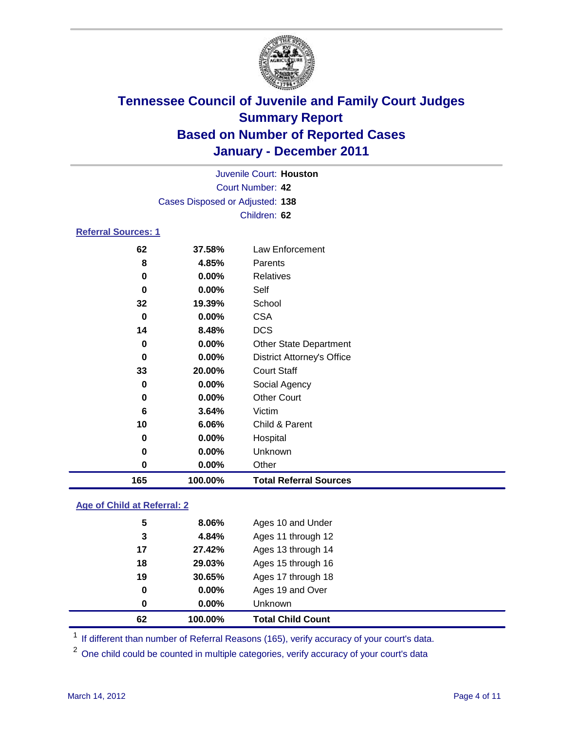# Tennessee Council of Juvenile and Family Court Judges
## Summary Report
## Based on Number of Reported Cases
## January - December 2011

Juvenile Court: **Houston**

Court Number: **42**

Cases Disposed or Adjusted: **138**

Children: **62**

### Referral Sources: 1

| Count | Percent | Source |
|---|---|---|
| 62 | 37.58% | Law Enforcement |
| 8 | 4.85% | Parents |
| 0 | 0.00% | Relatives |
| 0 | 0.00% | Self |
| 32 | 19.39% | School |
| 0 | 0.00% | CSA |
| 14 | 8.48% | DCS |
| 0 | 0.00% | Other State Department |
| 0 | 0.00% | District Attorney's Office |
| 33 | 20.00% | Court Staff |
| 0 | 0.00% | Social Agency |
| 0 | 0.00% | Other Court |
| 6 | 3.64% | Victim |
| 10 | 6.06% | Child & Parent |
| 0 | 0.00% | Hospital |
| 0 | 0.00% | Unknown |
| 0 | 0.00% | Other |
| **165** | **100.00%** | **Total Referral Sources** |

### Age of Child at Referral: 2

| Count | Percent | Age |
|---|---|---|
| 5 | 8.06% | Ages 10 and Under |
| 3 | 4.84% | Ages 11 through 12 |
| 17 | 27.42% | Ages 13 through 14 |
| 18 | 29.03% | Ages 15 through 16 |
| 19 | 30.65% | Ages 17 through 18 |
| 0 | 0.00% | Ages 19 and Over |
| 0 | 0.00% | Unknown |
| **62** | **100.00%** | **Total Child Count** |

[1] If different than number of Referral Reasons (165), verify accuracy of your court's data.

[2] One child could be counted in multiple categories, verify accuracy of your court's data

March 14, 2012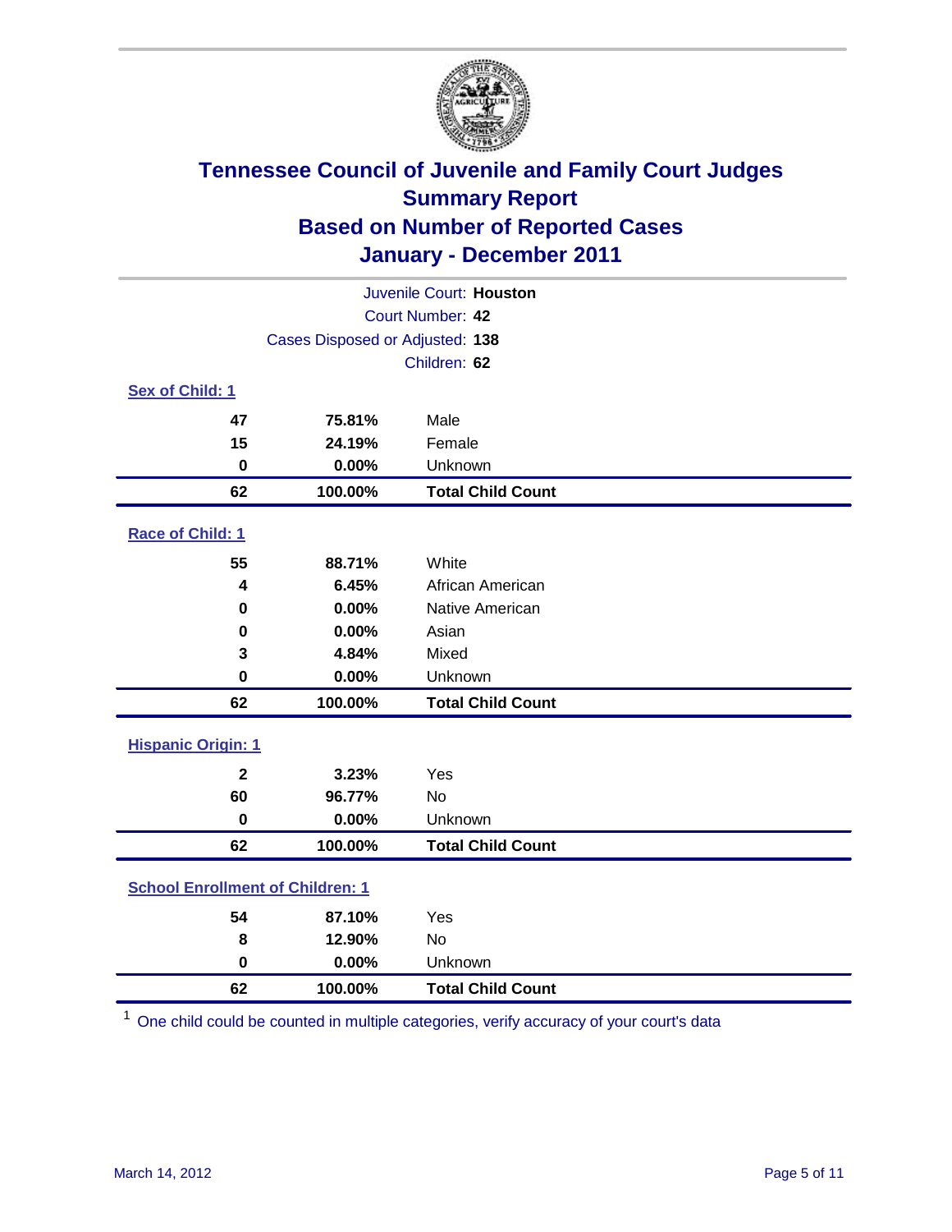# Tennessee Council of Juvenile and Family Court Judges
## Summary Report
## Based on Number of Reported Cases
## January - December 2011

Juvenile Court: **Houston**
Court Number: **42**
Cases Disposed or Adjusted: **138**
Children: **62**

### Sex of Child: 1

| Count | Percent | Category |
|---|---|---|
| 47 | 75.81% | Male |
| 15 | 24.19% | Female |
| 0 | 0.00% | Unknown |
| **62** | **100.00%** | **Total Child Count** |

### Race of Child: 1

| Count | Percent | Category |
|---|---|---|
| 55 | 88.71% | White |
| 4 | 6.45% | African American |
| 0 | 0.00% | Native American |
| 0 | 0.00% | Asian |
| 3 | 4.84% | Mixed |
| 0 | 0.00% | Unknown |
| **62** | **100.00%** | **Total Child Count** |

### Hispanic Origin: 1

| Count | Percent | Category |
|---|---|---|
| 2 | 3.23% | Yes |
| 60 | 96.77% | No |
| 0 | 0.00% | Unknown |
| **62** | **100.00%** | **Total Child Count** |

### School Enrollment of Children: 1

| Count | Percent | Category |
|---|---|---|
| 54 | 87.10% | Yes |
| 8 | 12.90% | No |
| 0 | 0.00% | Unknown |
| **62** | **100.00%** | **Total Child Count** |

[1] One child could be counted in multiple categories, verify accuracy of your court's data

March 14, 2012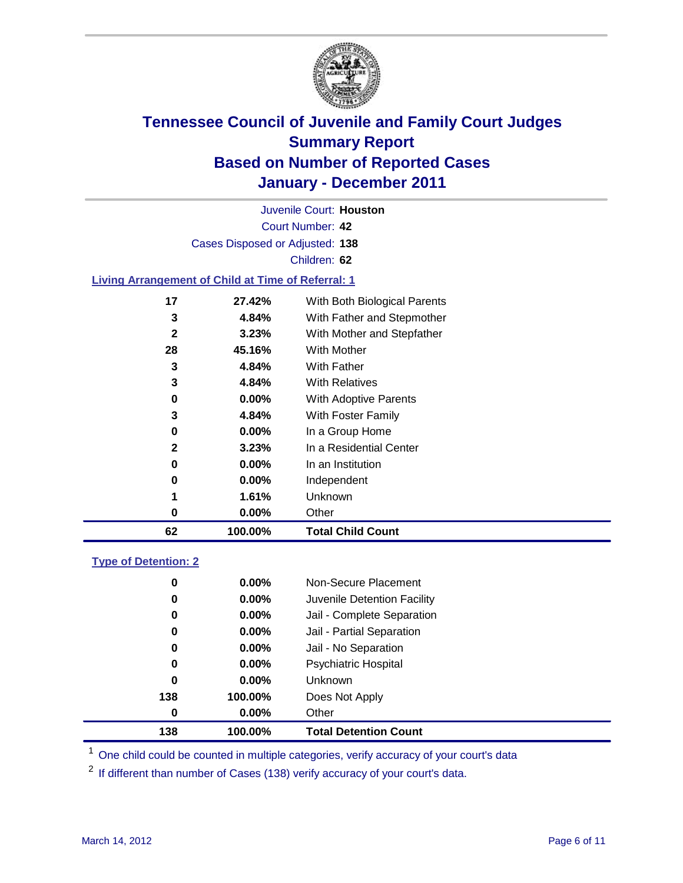# Tennessee Council of Juvenile and Family Court Judges
## Summary Report
## Based on Number of Reported Cases
## January - December 2011

Juvenile Court: **Houston**

Court Number: **42**

Cases Disposed or Adjusted: **138**

Children: **62**

### Living Arrangement of Child at Time of Referral: 1

| Count | Percent | Category |
|---|---|---|
| 17 | 27.42% | With Both Biological Parents |
| 3 | 4.84% | With Father and Stepmother |
| 2 | 3.23% | With Mother and Stepfather |
| 28 | 45.16% | With Mother |
| 3 | 4.84% | With Father |
| 3 | 4.84% | With Relatives |
| 0 | 0.00% | With Adoptive Parents |
| 3 | 4.84% | With Foster Family |
| 0 | 0.00% | In a Group Home |
| 2 | 3.23% | In a Residential Center |
| 0 | 0.00% | In an Institution |
| 0 | 0.00% | Independent |
| 1 | 1.61% | Unknown |
| 0 | 0.00% | Other |
| **62** | **100.00%** | **Total Child Count** |

### Type of Detention: 2

| Count | Percent | Category |
|---|---|---|
| 0 | 0.00% | Non-Secure Placement |
| 0 | 0.00% | Juvenile Detention Facility |
| 0 | 0.00% | Jail - Complete Separation |
| 0 | 0.00% | Jail - Partial Separation |
| 0 | 0.00% | Jail - No Separation |
| 0 | 0.00% | Psychiatric Hospital |
| 0 | 0.00% | Unknown |
| 138 | 100.00% | Does Not Apply |
| 0 | 0.00% | Other |
| **138** | **100.00%** | **Total Detention Count** |

[1] One child could be counted in multiple categories, verify accuracy of your court's data

[2] If different than number of Cases (138) verify accuracy of your court's data.

March 14, 2012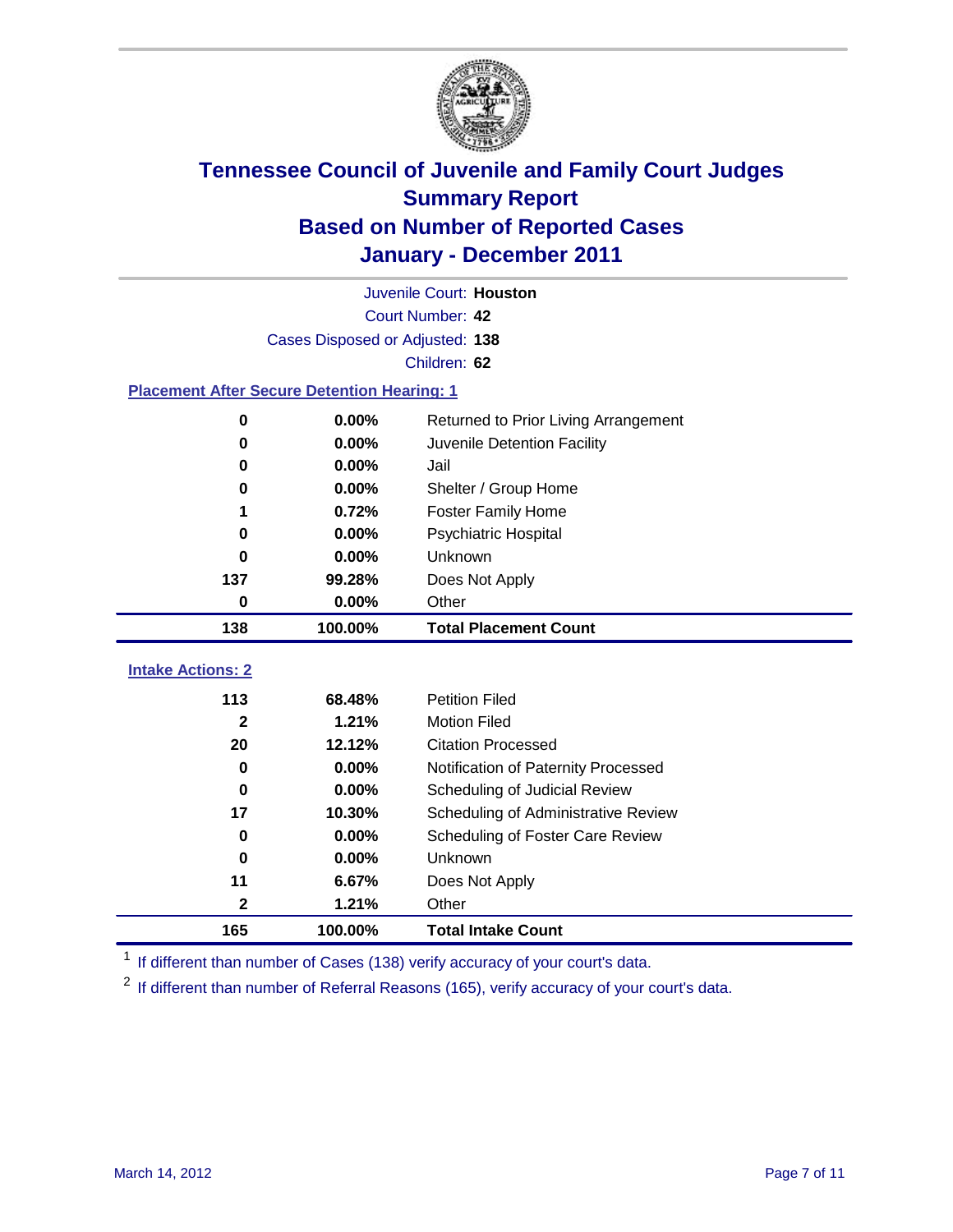# Tennessee Council of Juvenile and Family Court Judges
## Summary Report
## Based on Number of Reported Cases
## January - December 2011

Juvenile Court: **Houston**

Court Number: **42**

Cases Disposed or Adjusted: **138**

Children: **62**

### Placement After Secure Detention Hearing: 1

| Count | Percent | Placement |
|---|---|---|
| 0 | 0.00% | Returned to Prior Living Arrangement |
| 0 | 0.00% | Juvenile Detention Facility |
| 0 | 0.00% | Jail |
| 0 | 0.00% | Shelter / Group Home |
| 1 | 0.72% | Foster Family Home |
| 0 | 0.00% | Psychiatric Hospital |
| 0 | 0.00% | Unknown |
| 137 | 99.28% | Does Not Apply |
| 0 | 0.00% | Other |
| **138** | **100.00%** | **Total Placement Count** |

### Intake Actions: 2

| Count | Percent | Intake Action |
|---|---|---|
| 113 | 68.48% | Petition Filed |
| 2 | 1.21% | Motion Filed |
| 20 | 12.12% | Citation Processed |
| 0 | 0.00% | Notification of Paternity Processed |
| 0 | 0.00% | Scheduling of Judicial Review |
| 17 | 10.30% | Scheduling of Administrative Review |
| 0 | 0.00% | Scheduling of Foster Care Review |
| 0 | 0.00% | Unknown |
| 11 | 6.67% | Does Not Apply |
| 2 | 1.21% | Other |
| **165** | **100.00%** | **Total Intake Count** |

[1] If different than number of Cases (138) verify accuracy of your court's data.

[2] If different than number of Referral Reasons (165), verify accuracy of your court's data.

March 14, 2012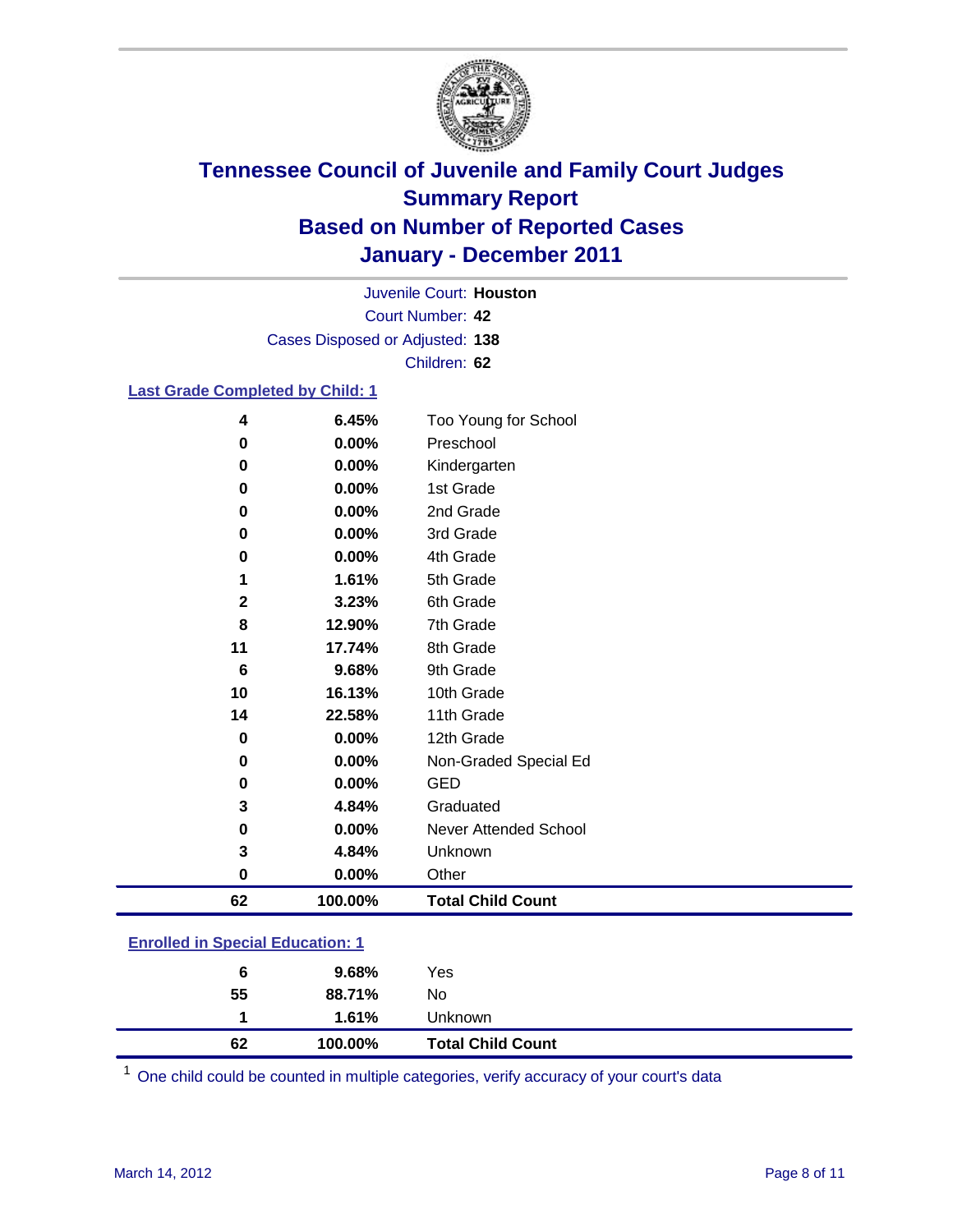# Tennessee Council of Juvenile and Family Court Judges
## Summary Report
## Based on Number of Reported Cases
## January - December 2011

Juvenile Court: **Houston**
Court Number: **42**
Cases Disposed or Adjusted: **138**
Children: **62**

### Last Grade Completed by Child: 1

| | | |
|---|---|---|
| 4 | 6.45% | Too Young for School |
| 0 | 0.00% | Preschool |
| 0 | 0.00% | Kindergarten |
| 0 | 0.00% | 1st Grade |
| 0 | 0.00% | 2nd Grade |
| 0 | 0.00% | 3rd Grade |
| 0 | 0.00% | 4th Grade |
| 1 | 1.61% | 5th Grade |
| 2 | 3.23% | 6th Grade |
| 8 | 12.90% | 7th Grade |
| 11 | 17.74% | 8th Grade |
| 6 | 9.68% | 9th Grade |
| 10 | 16.13% | 10th Grade |
| 14 | 22.58% | 11th Grade |
| 0 | 0.00% | 12th Grade |
| 0 | 0.00% | Non-Graded Special Ed |
| 0 | 0.00% | GED |
| 3 | 4.84% | Graduated |
| 0 | 0.00% | Never Attended School |
| 3 | 4.84% | Unknown |
| 0 | 0.00% | Other |
| **62** | **100.00%** | **Total Child Count** |

### Enrolled in Special Education: 1

| | | |
|---|---|---|
| 6 | 9.68% | Yes |
| 55 | 88.71% | No |
| 1 | 1.61% | Unknown |
| **62** | **100.00%** | **Total Child Count** |

[1] One child could be counted in multiple categories, verify accuracy of your court's data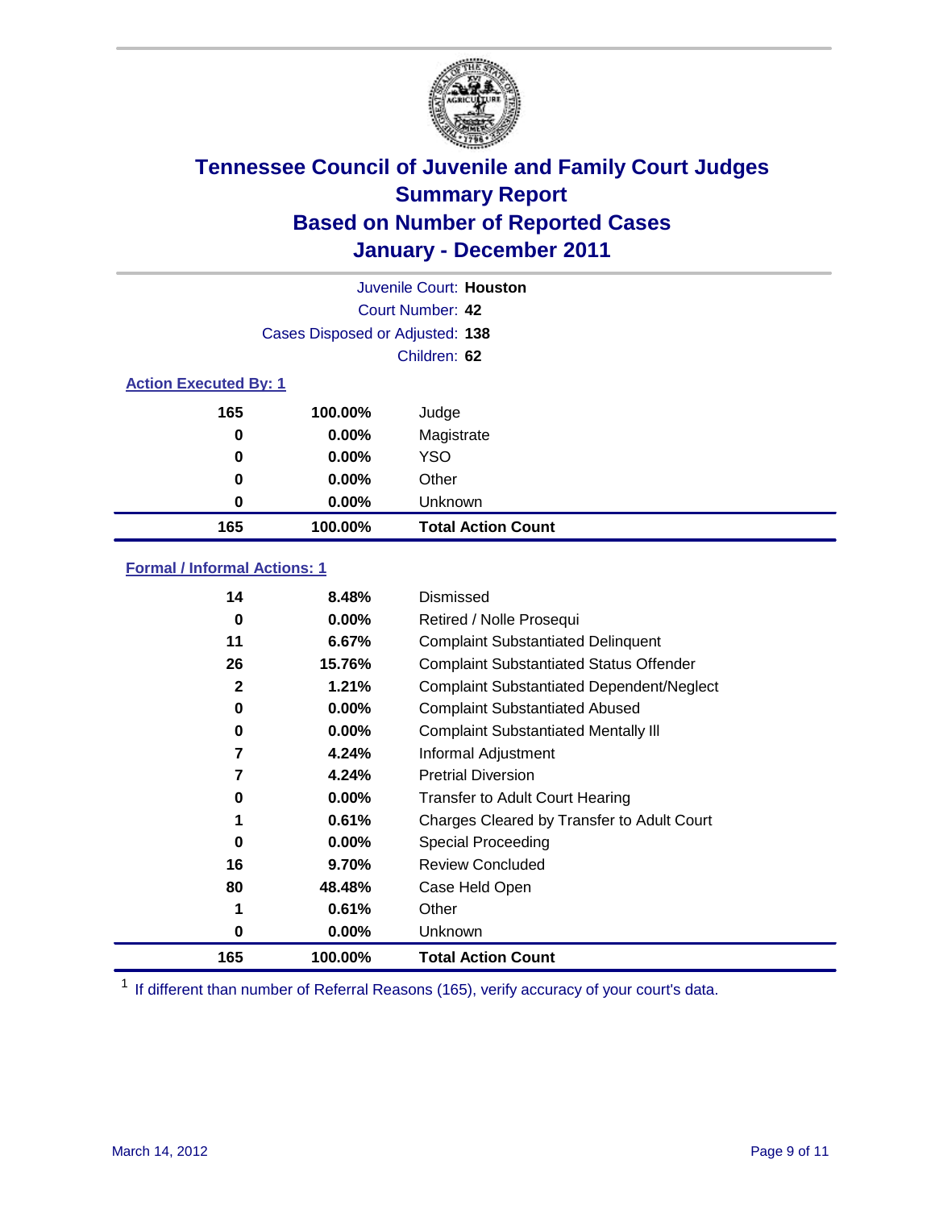# Tennessee Council of Juvenile and Family Court Judges
## Summary Report
## Based on Number of Reported Cases
## January - December 2011

Juvenile Court: **Houston**

Court Number: **42**

Cases Disposed or Adjusted: **138**

Children: **62**

### Action Executed By: 1

| | | |
|---|---|---|
| 165 | 100.00% | Judge |
| 0 | 0.00% | Magistrate |
| 0 | 0.00% | YSO |
| 0 | 0.00% | Other |
| 0 | 0.00% | Unknown |
| **165** | **100.00%** | **Total Action Count** |

### Formal / Informal Actions: 1

| | | |
|---|---|---|
| 14 | 8.48% | Dismissed |
| 0 | 0.00% | Retired / Nolle Prosequi |
| 11 | 6.67% | Complaint Substantiated Delinquent |
| 26 | 15.76% | Complaint Substantiated Status Offender |
| 2 | 1.21% | Complaint Substantiated Dependent/Neglect |
| 0 | 0.00% | Complaint Substantiated Abused |
| 0 | 0.00% | Complaint Substantiated Mentally Ill |
| 7 | 4.24% | Informal Adjustment |
| 7 | 4.24% | Pretrial Diversion |
| 0 | 0.00% | Transfer to Adult Court Hearing |
| 1 | 0.61% | Charges Cleared by Transfer to Adult Court |
| 0 | 0.00% | Special Proceeding |
| 16 | 9.70% | Review Concluded |
| 80 | 48.48% | Case Held Open |
| 1 | 0.61% | Other |
| 0 | 0.00% | Unknown |
| **165** | **100.00%** | **Total Action Count** |

[1] If different than number of Referral Reasons (165), verify accuracy of your court's data.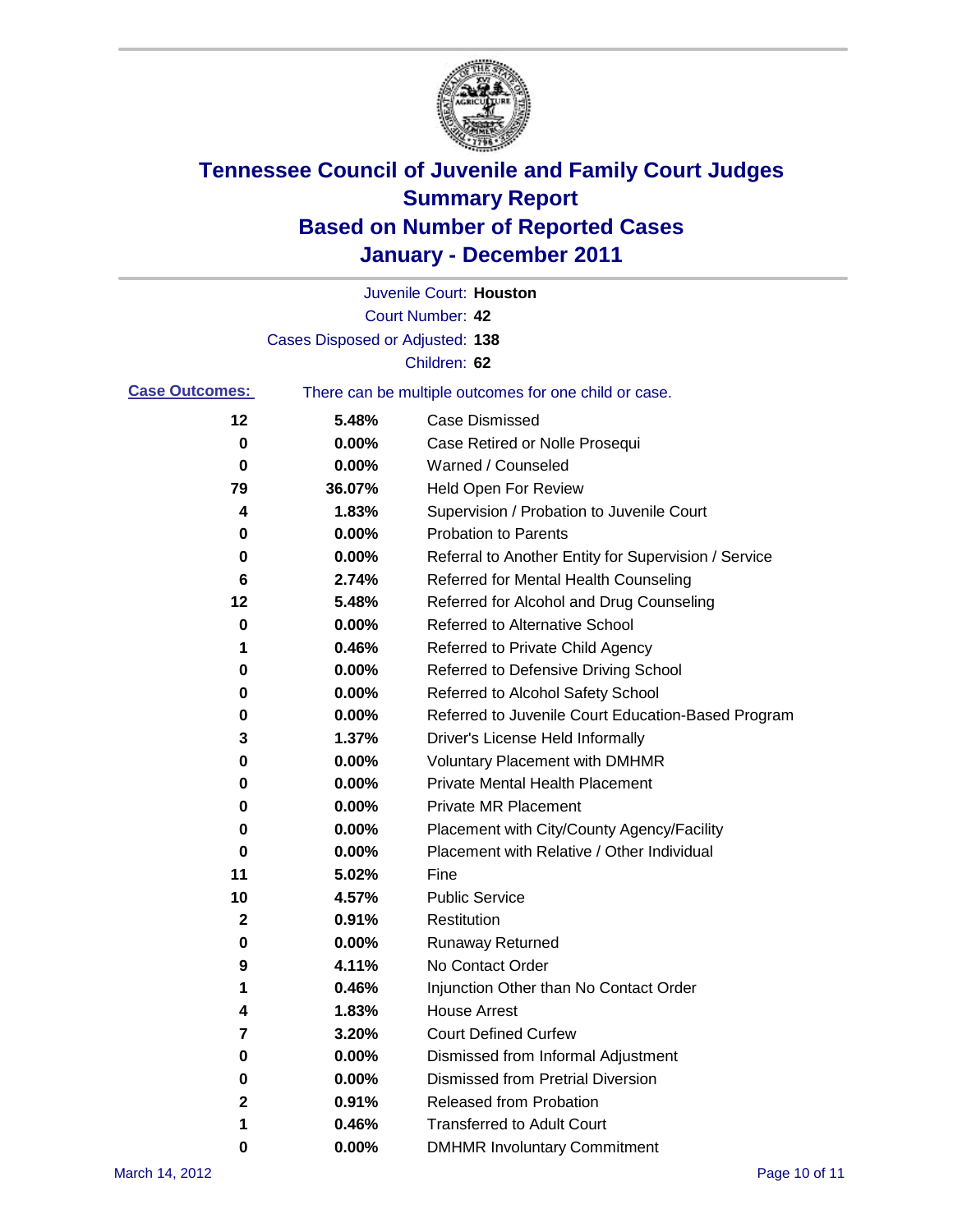# Tennessee Council of Juvenile and Family Court Judges
## Summary Report
## Based on Number of Reported Cases
## January - December 2011

Juvenile Court: **Houston**

Court Number: **42**

Cases Disposed or Adjusted: **138**

Children: **62**

**Case Outcomes:** There can be multiple outcomes for one child or case.

| | | |
|---|---|---|
| **12** | **5.48%** | Case Dismissed |
| **0** | **0.00%** | Case Retired or Nolle Prosequi |
| **0** | **0.00%** | Warned / Counseled |
| **79** | **36.07%** | Held Open For Review |
| **4** | **1.83%** | Supervision / Probation to Juvenile Court |
| **0** | **0.00%** | Probation to Parents |
| **0** | **0.00%** | Referral to Another Entity for Supervision / Service |
| **6** | **2.74%** | Referred for Mental Health Counseling |
| **12** | **5.48%** | Referred for Alcohol and Drug Counseling |
| **0** | **0.00%** | Referred to Alternative School |
| **1** | **0.46%** | Referred to Private Child Agency |
| **0** | **0.00%** | Referred to Defensive Driving School |
| **0** | **0.00%** | Referred to Alcohol Safety School |
| **0** | **0.00%** | Referred to Juvenile Court Education-Based Program |
| **3** | **1.37%** | Driver's License Held Informally |
| **0** | **0.00%** | Voluntary Placement with DMHMR |
| **0** | **0.00%** | Private Mental Health Placement |
| **0** | **0.00%** | Private MR Placement |
| **0** | **0.00%** | Placement with City/County Agency/Facility |
| **0** | **0.00%** | Placement with Relative / Other Individual |
| **11** | **5.02%** | Fine |
| **10** | **4.57%** | Public Service |
| **2** | **0.91%** | Restitution |
| **0** | **0.00%** | Runaway Returned |
| **9** | **4.11%** | No Contact Order |
| **1** | **0.46%** | Injunction Other than No Contact Order |
| **4** | **1.83%** | House Arrest |
| **7** | **3.20%** | Court Defined Curfew |
| **0** | **0.00%** | Dismissed from Informal Adjustment |
| **0** | **0.00%** | Dismissed from Pretrial Diversion |
| **2** | **0.91%** | Released from Probation |
| **1** | **0.46%** | Transferred to Adult Court |
| **0** | **0.00%** | DMHMR Involuntary Commitment |

March 14, 2012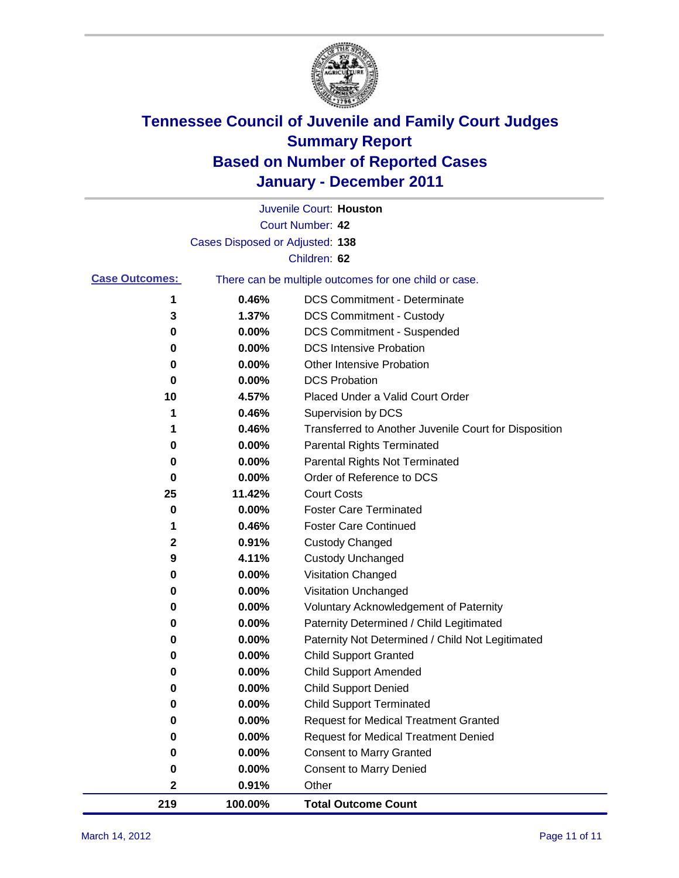# Tennessee Council of Juvenile and Family Court Judges
## Summary Report
## Based on Number of Reported Cases
## January - December 2011

Juvenile Court: **Houston**

Court Number: **42**

Cases Disposed or Adjusted: **138**

Children: **62**

**Case Outcomes:** There can be multiple outcomes for one child or case.

| | | |
|---|---|---|
| 1 | 0.46% | DCS Commitment - Determinate |
| 3 | 1.37% | DCS Commitment - Custody |
| 0 | 0.00% | DCS Commitment - Suspended |
| 0 | 0.00% | DCS Intensive Probation |
| 0 | 0.00% | Other Intensive Probation |
| 0 | 0.00% | DCS Probation |
| 10 | 4.57% | Placed Under a Valid Court Order |
| 1 | 0.46% | Supervision by DCS |
| 1 | 0.46% | Transferred to Another Juvenile Court for Disposition |
| 0 | 0.00% | Parental Rights Terminated |
| 0 | 0.00% | Parental Rights Not Terminated |
| 0 | 0.00% | Order of Reference to DCS |
| 25 | 11.42% | Court Costs |
| 0 | 0.00% | Foster Care Terminated |
| 1 | 0.46% | Foster Care Continued |
| 2 | 0.91% | Custody Changed |
| 9 | 4.11% | Custody Unchanged |
| 0 | 0.00% | Visitation Changed |
| 0 | 0.00% | Visitation Unchanged |
| 0 | 0.00% | Voluntary Acknowledgement of Paternity |
| 0 | 0.00% | Paternity Determined / Child Legitimated |
| 0 | 0.00% | Paternity Not Determined / Child Not Legitimated |
| 0 | 0.00% | Child Support Granted |
| 0 | 0.00% | Child Support Amended |
| 0 | 0.00% | Child Support Denied |
| 0 | 0.00% | Child Support Terminated |
| 0 | 0.00% | Request for Medical Treatment Granted |
| 0 | 0.00% | Request for Medical Treatment Denied |
| 0 | 0.00% | Consent to Marry Granted |
| 0 | 0.00% | Consent to Marry Denied |
| 2 | 0.91% | Other |
| **219** | **100.00%** | **Total Outcome Count** |